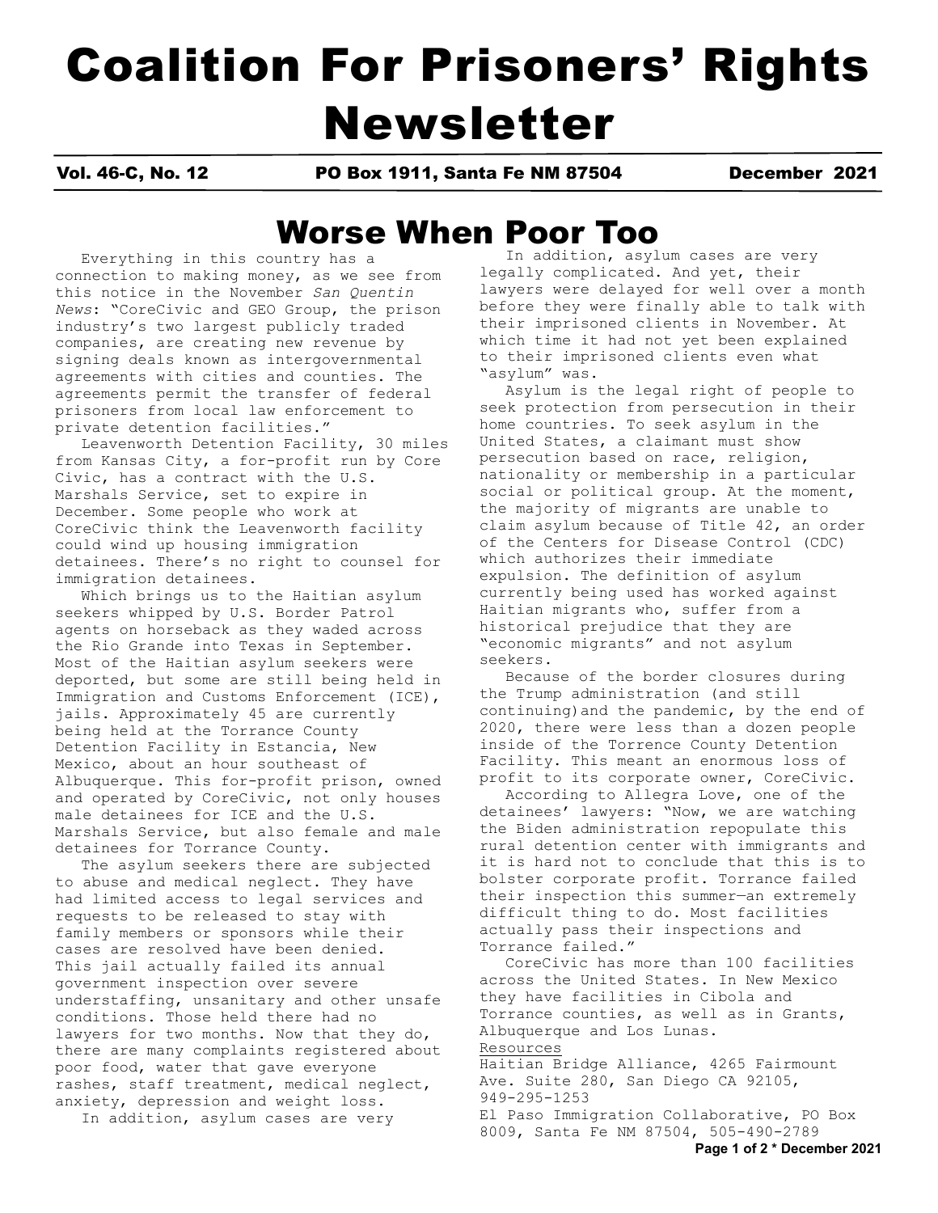# Coalition For Prisoners' Rights Newsletter

**Vol. 46-C, No. 12** **PO Box 1911, Santa Fe NM 87504** **December 2021**

## Worse When Poor Too

Everything in this country has a connection to making money, as we see from this notice in the November *San Quentin News*: "CoreCivic and GEO Group, the prison industry's two largest publicly traded companies, are creating new revenue by signing deals known as intergovernmental agreements with cities and counties. The agreements permit the transfer of federal prisoners from local law enforcement to private detention facilities."

Leavenworth Detention Facility, 30 miles from Kansas City, a for-profit run by Core Civic, has a contract with the U.S. Marshals Service, set to expire in December. Some people who work at CoreCivic think the Leavenworth facility could wind up housing immigration detainees. There's no right to counsel for immigration detainees.

Which brings us to the Haitian asylum seekers whipped by U.S. Border Patrol agents on horseback as they waded across the Rio Grande into Texas in September. Most of the Haitian asylum seekers were deported, but some are still being held in Immigration and Customs Enforcement (ICE), jails. Approximately 45 are currently being held at the Torrance County Detention Facility in Estancia, New Mexico, about an hour southeast of Albuquerque. This for-profit prison, owned and operated by CoreCivic, not only houses male detainees for ICE and the U.S. Marshals Service, but also female and male detainees for Torrance County.

The asylum seekers there are subjected to abuse and medical neglect. They have had limited access to legal services and requests to be released to stay with family members or sponsors while their cases are resolved have been denied. This jail actually failed its annual government inspection over severe understaffing, unsanitary and other unsafe conditions. Those held there had no lawyers for two months. Now that they do, there are many complaints registered about poor food, water that gave everyone rashes, staff treatment, medical neglect, anxiety, depression and weight loss.

In addition, asylum cases are very legally complicated. And yet, their lawyers were delayed for well over a month before they were finally able to talk with their imprisoned clients in November. At which time it had not yet been explained to their imprisoned clients even what "asylum" was.

Asylum is the legal right of people to seek protection from persecution in their home countries. To seek asylum in the United States, a claimant must show persecution based on race, religion, nationality or membership in a particular social or political group. At the moment, the majority of migrants are unable to claim asylum because of Title 42, an order of the Centers for Disease Control (CDC) which authorizes their immediate expulsion. The definition of asylum currently being used has worked against Haitian migrants who, suffer from a historical prejudice that they are "economic migrants" and not asylum seekers.

Because of the border closures during the Trump administration (and still continuing)and the pandemic, by the end of 2020, there were less than a dozen people inside of the Torrence County Detention Facility. This meant an enormous loss of profit to its corporate owner, CoreCivic.

According to Allegra Love, one of the detainees' lawyers: "Now, we are watching the Biden administration repopulate this rural detention center with immigrants and it is hard not to conclude that this is to bolster corporate profit. Torrance failed their inspection this summer—an extremely difficult thing to do. Most facilities actually pass their inspections and Torrance failed."

CoreCivic has more than 100 facilities across the United States. In New Mexico they have facilities in Cibola and Torrance counties, as well as in Grants, Albuquerque and Los Lunas.

Resources

Haitian Bridge Alliance, 4265 Fairmount Ave. Suite 280, San Diego CA 92105, 949-295-1253

El Paso Immigration Collaborative, PO Box 8009, Santa Fe NM 87504, 505-490-2789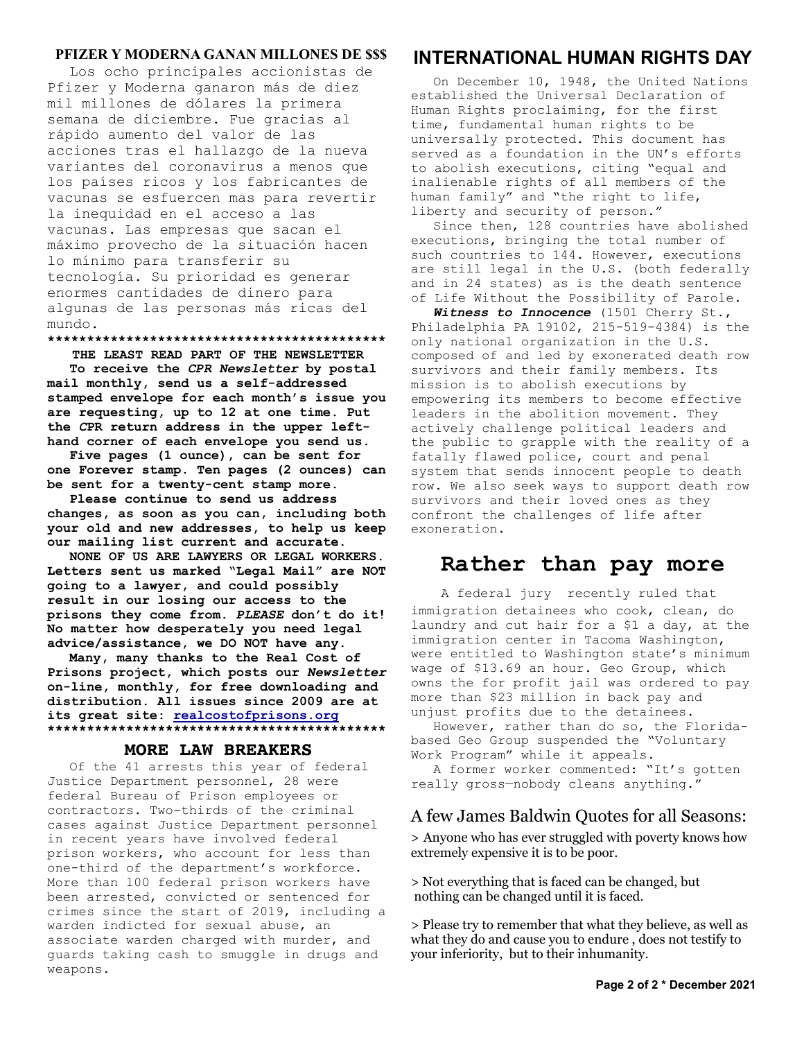## PFIZER Y MODERNA GANAN MILLONES DE $$$

Los ocho principales accionistas de Pfizer y Moderna ganaron más de diez mil millones de dólares la primera semana de diciembre. Fue gracias al rápido aumento del valor de las acciones tras el hallazgo de la nueva variantes del coronavirus a menos que los países ricos y los fabricantes de vacunas se esfuercen mas para revertir la inequidad en el acceso a las vacunas. Las empresas que sacan el máximo provecho de la situación hacen lo mínimo para transferir su tecnología. Su prioridad es generar enormes cantidades de dinero para algunas de las personas más ricas del mundo.

*******************************************

**THE LEAST READ PART OF THE NEWSLETTER**

**To receive the *CPR Newsletter* by postal mail monthly, send us a self-addressed stamped envelope for each month's issue you are requesting, up to 12 at one time. Put the *C*PR return address in the upper left-hand corner of each envelope you send us.**

**Five pages (1 ounce), can be sent for one Forever stamp. Ten pages (2 ounces) can be sent for a twenty-cent stamp more.**

**Please continue to send us address changes, as soon as you can, including both your old and new addresses, to help us keep our mailing list current and accurate.**

**NONE OF US ARE LAWYERS OR LEGAL WORKERS. Letters sent us marked "Legal Mail" are NOT going to a lawyer, and could possibly result in our losing our access to the prisons they come from. *PLEASE* don't do it! No matter how desperately you need legal advice/assistance, we DO NOT have any.**

**Many, many thanks to the Real Cost of Prisons project, which posts our *Newsletter* on-line, monthly, for free downloading and distribution. All issues since 2009 are at its great site: realcostofprisons.org**

*******************************************

## MORE LAW BREAKERS

Of the 41 arrests this year of federal Justice Department personnel, 28 were federal Bureau of Prison employees or contractors. Two-thirds of the criminal cases against Justice Department personnel in recent years have involved federal prison workers, who account for less than one-third of the department's workforce. More than 100 federal prison workers have been arrested, convicted or sentenced for crimes since the start of 2019, including a warden indicted for sexual abuse, an associate warden charged with murder, and guards taking cash to smuggle in drugs and weapons.

## INTERNATIONAL HUMAN RIGHTS DAY

On December 10, 1948, the United Nations established the Universal Declaration of Human Rights proclaiming, for the first time, fundamental human rights to be universally protected. This document has served as a foundation in the UN's efforts to abolish executions, citing "equal and inalienable rights of all members of the human family" and "the right to life, liberty and security of person."

Since then, 128 countries have abolished executions, bringing the total number of such countries to 144. However, executions are still legal in the U.S. (both federally and in 24 states) as is the death sentence of Life Without the Possibility of Parole.

***Witness to Innocence*** (1501 Cherry St., Philadelphia PA 19102, 215-519-4384) is the only national organization in the U.S. composed of and led by exonerated death row survivors and their family members. Its mission is to abolish executions by empowering its members to become effective leaders in the abolition movement. They actively challenge political leaders and the public to grapple with the reality of a fatally flawed police, court and penal system that sends innocent people to death row. We also seek ways to support death row survivors and their loved ones as they confront the challenges of life after exoneration.

## Rather than pay more

A federal jury recently ruled that immigration detainees who cook, clean, do laundry and cut hair for a $1 a day, at the immigration center in Tacoma Washington, were entitled to Washington state's minimum wage of $13.69 an hour. Geo Group, which owns the for profit jail was ordered to pay more than $23 million in back pay and unjust profits due to the detainees.

However, rather than do so, the Florida-based Geo Group suspended the "Voluntary Work Program" while it appeals.

A former worker commented: "It's gotten really gross—nobody cleans anything."

## A few James Baldwin Quotes for all Seasons:

> Anyone who has ever struggled with poverty knows how extremely expensive it is to be poor.

> Not everything that is faced can be changed, but nothing can be changed until it is faced.

> Please try to remember that what they believe, as well as what they do and cause you to endure , does not testify to your inferiority, but to their inhumanity.